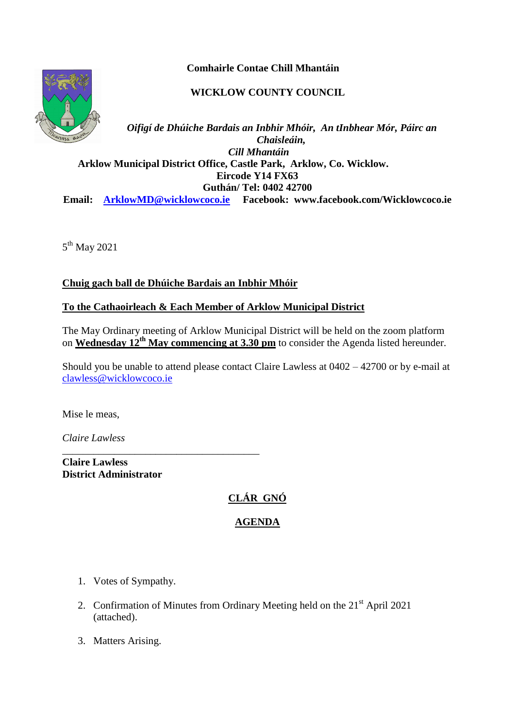**Comhairle Contae Chill Mhantáin**

**WICKLOW COUNTY COUNCIL**

***Oifigí de Dhúiche Bardais an Inbhir Mhóir, An tInbhear Mór, Páirc an Chaisleáin, Cill Mhantáin***

**Arklow Municipal District Office, Castle Park, Arklow, Co. Wicklow.**
**Eircode Y14 FX63**
**Guthán/ Tel: 0402 42700**
**Email: ArklowMD@wicklowcoco.ie Facebook: www.facebook.com/Wicklowcoco.ie**

5th May 2021

**Chuig gach ball de Dhúiche Bardais an Inbhir Mhóir**

**To the Cathaoirleach & Each Member of Arklow Municipal District**

The May Ordinary meeting of Arklow Municipal District will be held on the zoom platform on **Wednesday 12th May commencing at 3.30 pm** to consider the Agenda listed hereunder.

Should you be unable to attend please contact Claire Lawless at 0402 – 42700 or by e-mail at clawless@wicklowcoco.ie

Mise le meas,

*Claire Lawless*

______________________________________

**Claire Lawless**
**District Administrator**

## CLÁR GNÓ

## AGENDA

1. Votes of Sympathy.
2. Confirmation of Minutes from Ordinary Meeting held on the 21st April 2021 (attached).
3. Matters Arising.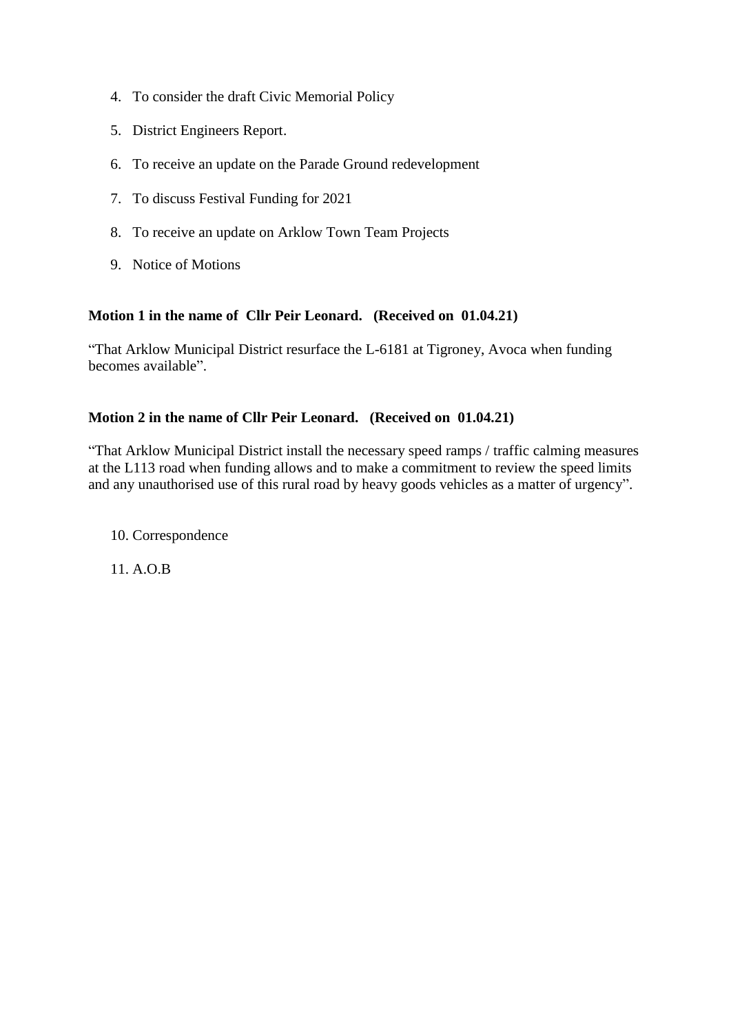4. To consider the draft Civic Memorial Policy
5. District Engineers Report.
6. To receive an update on the Parade Ground redevelopment
7. To discuss Festival Funding for 2021
8. To receive an update on Arklow Town Team Projects
9. Notice of Motions

**Motion 1 in the name of Cllr Peir Leonard. (Received on 01.04.21)**

"That Arklow Municipal District resurface the L-6181 at Tigroney, Avoca when funding becomes available".

**Motion 2 in the name of Cllr Peir Leonard. (Received on 01.04.21)**

"That Arklow Municipal District install the necessary speed ramps / traffic calming measures at the L113 road when funding allows and to make a commitment to review the speed limits and any unauthorised use of this rural road by heavy goods vehicles as a matter of urgency".

10. Correspondence
11. A.O.B